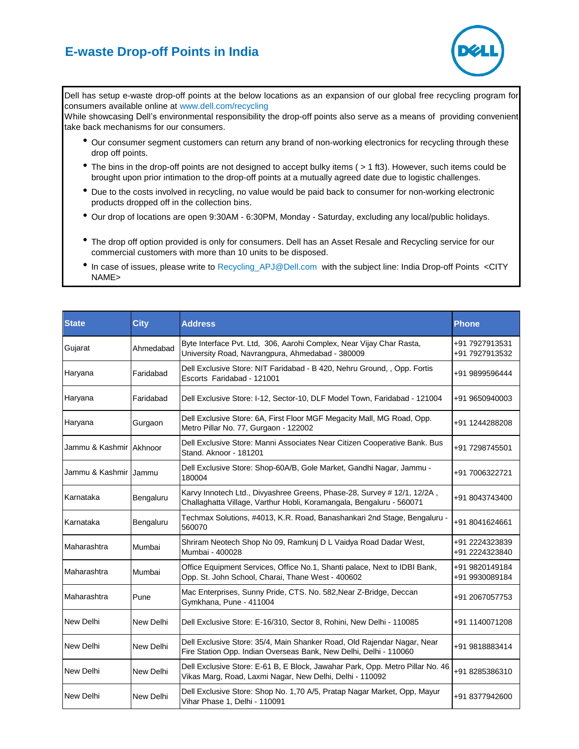# E-waste Drop-off Points in India

Dell has setup e-waste drop-off points at the below locations as an expansion of our global free recycling program for consumers available online at www.dell.com/recycling
While showcasing Dell's environmental responsibility the drop-off points also serve as a means of providing convenient take back mechanisms for our consumers.

- Our consumer segment customers can return any brand of non-working electronics for recycling through these drop off points.
- The bins in the drop-off points are not designed to accept bulky items ( > 1 ft3). However, such items could be brought upon prior intimation to the drop-off points at a mutually agreed date due to logistic challenges.
- Due to the costs involved in recycling, no value would be paid back to consumer for non-working electronic products dropped off in the collection bins.
- Our drop of locations are open 9:30AM - 6:30PM, Monday - Saturday, excluding any local/public holidays.
- The drop off option provided is only for consumers. Dell has an Asset Resale and Recycling service for our commercial customers with more than 10 units to be disposed.
- In case of issues, please write to Recycling_APJ@Dell.com with the subject line: India Drop-off Points <CITY NAME>

| State | City | Address | Phone |
|---|---|---|---|
| Gujarat | Ahmedabad | Byte Interface Pvt. Ltd, 306, Aarohi Complex, Near Vijay Char Rasta, University Road, Navrangpura, Ahmedabad - 380009 | +91 7927913531 +91 7927913532 |
| Haryana | Faridabad | Dell Exclusive Store: NIT Faridabad - B 420, Nehru Ground, , Opp. Fortis Escorts Faridabad - 121001 | +91 9899596444 |
| Haryana | Faridabad | Dell Exclusive Store: I-12, Sector-10, DLF Model Town, Faridabad - 121004 | +91 9650940003 |
| Haryana | Gurgaon | Dell Exclusive Store: 6A, First Floor MGF Megacity Mall, MG Road, Opp. Metro Pillar No. 77, Gurgaon - 122002 | +91 1244288208 |
| Jammu & Kashmir | Akhnoor | Dell Exclusive Store: Manni Associates Near Citizen Cooperative Bank. Bus Stand. Aknoor - 181201 | +91 7298745501 |
| Jammu & Kashmir | Jammu | Dell Exclusive Store: Shop-60A/B, Gole Market, Gandhi Nagar, Jammu - 180004 | +91 7006322721 |
| Karnataka | Bengaluru | Karvy Innotech Ltd., Divyashree Greens, Phase-28, Survey # 12/1, 12/2A , Challaghatta Village, Varthur Hobli, Koramangala, Bengaluru - 560071 | +91 8043743400 |
| Karnataka | Bengaluru | Techmax Solutions, #4013, K.R. Road, Banashankari 2nd Stage, Bengaluru - 560070 | +91 8041624661 |
| Maharashtra | Mumbai | Shriram Neotech Shop No 09, Ramkunj D L Vaidya Road Dadar West, Mumbai - 400028 | +91 2224323839 +91 2224323840 |
| Maharashtra | Mumbai | Office Equipment Services, Office No.1, Shanti palace, Next to IDBI Bank, Opp. St. John School, Charai, Thane West - 400602 | +91 9820149184 +91 9930089184 |
| Maharashtra | Pune | Mac Enterprises, Sunny Pride, CTS. No. 582,Near Z-Bridge, Deccan Gymkhana, Pune - 411004 | +91 2067057753 |
| New Delhi | New Delhi | Dell Exclusive Store: E-16/310, Sector 8, Rohini, New Delhi - 110085 | +91 1140071208 |
| New Delhi | New Delhi | Dell Exclusive Store: 35/4, Main Shanker Road, Old Rajendar Nagar, Near Fire Station Opp. Indian Overseas Bank, New Delhi, Delhi - 110060 | +91 9818883414 |
| New Delhi | New Delhi | Dell Exclusive Store: E-61 B, E Block, Jawahar Park, Opp. Metro Pillar No. 46 Vikas Marg, Road, Laxmi Nagar, New Delhi, Delhi - 110092 | +91 8285386310 |
| New Delhi | New Delhi | Dell Exclusive Store: Shop No. 1,70 A/5, Pratap Nagar Market, Opp, Mayur Vihar Phase 1, Delhi - 110091 | +91 8377942600 |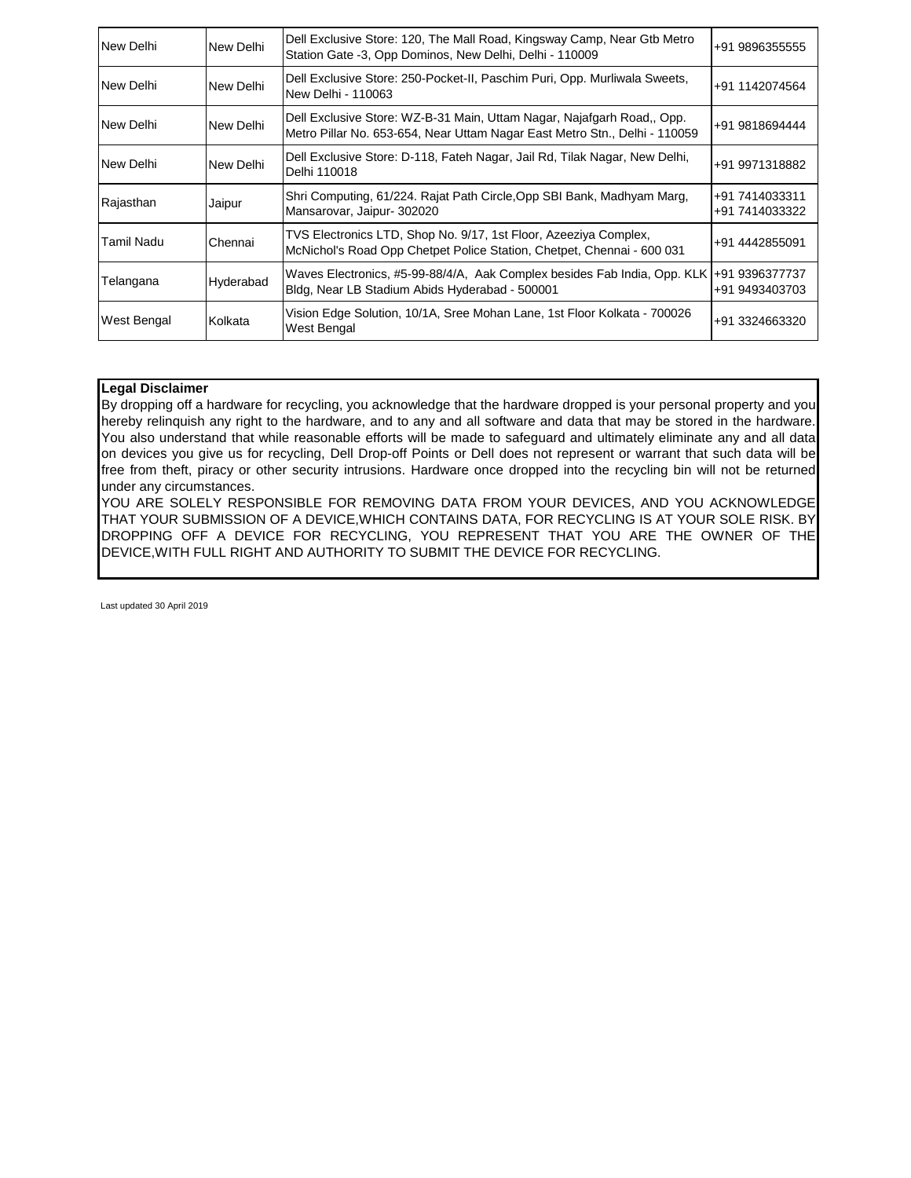| | | | |
|---|---|---|---|
| New Delhi | New Delhi | Dell Exclusive Store: 120, The Mall Road, Kingsway Camp, Near Gtb Metro Station Gate -3, Opp Dominos, New Delhi, Delhi - 110009 | +91 9896355555 |
| New Delhi | New Delhi | Dell Exclusive Store: 250-Pocket-II, Paschim Puri, Opp. Murliwala Sweets, New Delhi - 110063 | +91 1142074564 |
| New Delhi | New Delhi | Dell Exclusive Store: WZ-B-31 Main, Uttam Nagar, Najafgarh Road,, Opp. Metro Pillar No. 653-654, Near Uttam Nagar East Metro Stn., Delhi - 110059 | +91 9818694444 |
| New Delhi | New Delhi | Dell Exclusive Store: D-118, Fateh Nagar, Jail Rd, Tilak Nagar, New Delhi, Delhi 110018 | +91 9971318882 |
| Rajasthan | Jaipur | Shri Computing, 61/224. Rajat Path Circle,Opp SBI Bank, Madhyam Marg, Mansarovar, Jaipur- 302020 | +91 7414033311<br>+91 7414033322 |
| Tamil Nadu | Chennai | TVS Electronics LTD, Shop No. 9/17, 1st Floor, Azeeziya Complex, McNichol's Road Opp Chetpet Police Station, Chetpet, Chennai - 600 031 | +91 4442855091 |
| Telangana | Hyderabad | Waves Electronics, #5-99-88/4/A, Aak Complex besides Fab India, Opp. KLK Bldg, Near LB Stadium Abids Hyderabad - 500001 | +91 9396377737<br>+91 9493403703 |
| West Bengal | Kolkata | Vision Edge Solution, 10/1A, Sree Mohan Lane, 1st Floor Kolkata - 700026 West Bengal | +91 3324663320 |

**Legal Disclaimer**

By dropping off a hardware for recycling, you acknowledge that the hardware dropped is your personal property and you hereby relinquish any right to the hardware, and to any and all software and data that may be stored in the hardware. You also understand that while reasonable efforts will be made to safeguard and ultimately eliminate any and all data on devices you give us for recycling, Dell Drop-off Points or Dell does not represent or warrant that such data will be free from theft, piracy or other security intrusions. Hardware once dropped into the recycling bin will not be returned under any circumstances.

YOU ARE SOLELY RESPONSIBLE FOR REMOVING DATA FROM YOUR DEVICES, AND YOU ACKNOWLEDGE THAT YOUR SUBMISSION OF A DEVICE,WHICH CONTAINS DATA, FOR RECYCLING IS AT YOUR SOLE RISK. BY DROPPING OFF A DEVICE FOR RECYCLING, YOU REPRESENT THAT YOU ARE THE OWNER OF THE DEVICE,WITH FULL RIGHT AND AUTHORITY TO SUBMIT THE DEVICE FOR RECYCLING.

Last updated 30 April 2019